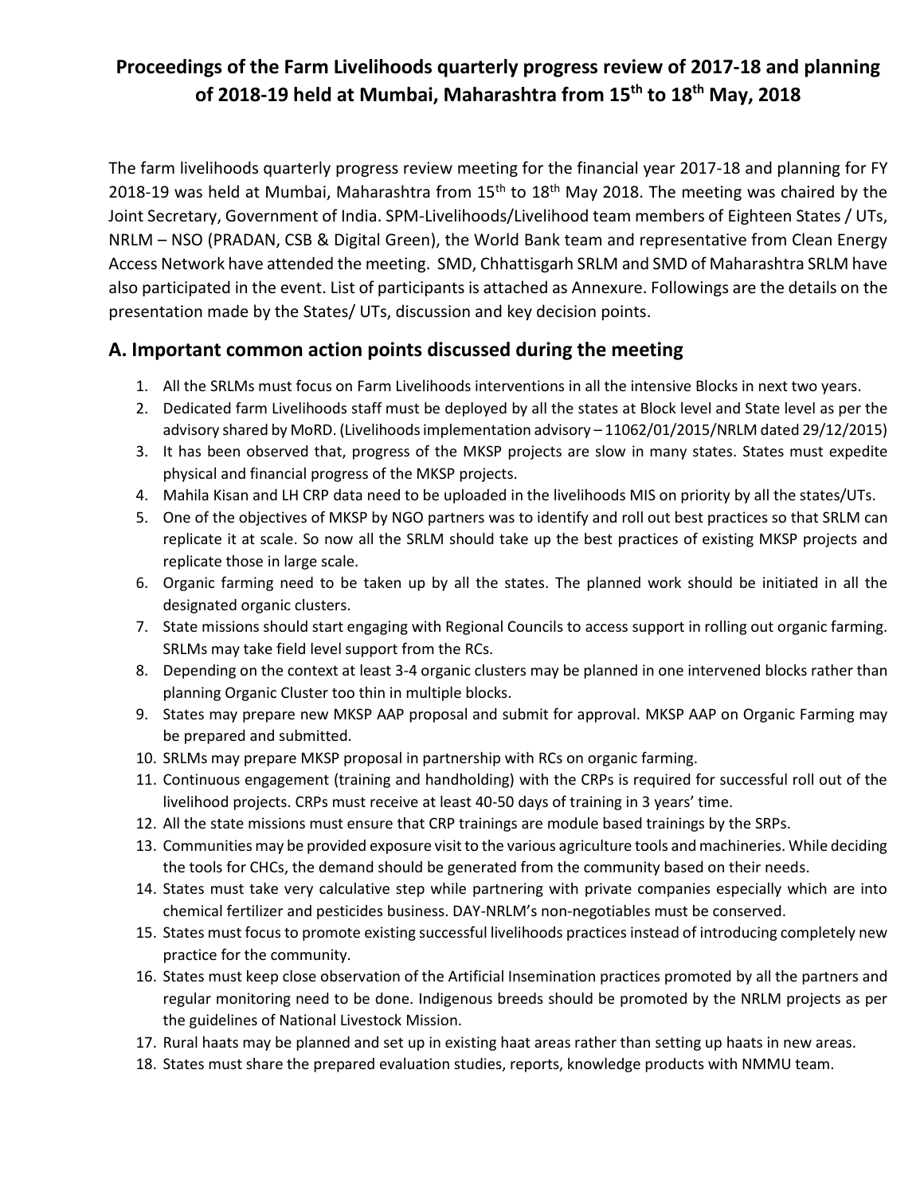# Proceedings of the Farm Livelihoods quarterly progress review of 2017-18 and planning of 2018-19 held at Mumbai, Maharashtra from 15th to 18th May, 2018

The farm livelihoods quarterly progress review meeting for the financial year 2017-18 and planning for FY 2018-19 was held at Mumbai, Maharashtra from 15th to 18th May 2018. The meeting was chaired by the Joint Secretary, Government of India. SPM-Livelihoods/Livelihood team members of Eighteen States / UTs, NRLM – NSO (PRADAN, CSB & Digital Green), the World Bank team and representative from Clean Energy Access Network have attended the meeting. SMD, Chhattisgarh SRLM and SMD of Maharashtra SRLM have also participated in the event. List of participants is attached as Annexure. Followings are the details on the presentation made by the States/ UTs, discussion and key decision points.

## A. Important common action points discussed during the meeting

1. All the SRLMs must focus on Farm Livelihoods interventions in all the intensive Blocks in next two years.
2. Dedicated farm Livelihoods staff must be deployed by all the states at Block level and State level as per the advisory shared by MoRD. (Livelihoods implementation advisory – 11062/01/2015/NRLM dated 29/12/2015)
3. It has been observed that, progress of the MKSP projects are slow in many states. States must expedite physical and financial progress of the MKSP projects.
4. Mahila Kisan and LH CRP data need to be uploaded in the livelihoods MIS on priority by all the states/UTs.
5. One of the objectives of MKSP by NGO partners was to identify and roll out best practices so that SRLM can replicate it at scale. So now all the SRLM should take up the best practices of existing MKSP projects and replicate those in large scale.
6. Organic farming need to be taken up by all the states. The planned work should be initiated in all the designated organic clusters.
7. State missions should start engaging with Regional Councils to access support in rolling out organic farming. SRLMs may take field level support from the RCs.
8. Depending on the context at least 3-4 organic clusters may be planned in one intervened blocks rather than planning Organic Cluster too thin in multiple blocks.
9. States may prepare new MKSP AAP proposal and submit for approval. MKSP AAP on Organic Farming may be prepared and submitted.
10. SRLMs may prepare MKSP proposal in partnership with RCs on organic farming.
11. Continuous engagement (training and handholding) with the CRPs is required for successful roll out of the livelihood projects. CRPs must receive at least 40-50 days of training in 3 years' time.
12. All the state missions must ensure that CRP trainings are module based trainings by the SRPs.
13. Communities may be provided exposure visit to the various agriculture tools and machineries. While deciding the tools for CHCs, the demand should be generated from the community based on their needs.
14. States must take very calculative step while partnering with private companies especially which are into chemical fertilizer and pesticides business. DAY-NRLM's non-negotiables must be conserved.
15. States must focus to promote existing successful livelihoods practices instead of introducing completely new practice for the community.
16. States must keep close observation of the Artificial Insemination practices promoted by all the partners and regular monitoring need to be done. Indigenous breeds should be promoted by the NRLM projects as per the guidelines of National Livestock Mission.
17. Rural haats may be planned and set up in existing haat areas rather than setting up haats in new areas.
18. States must share the prepared evaluation studies, reports, knowledge products with NMMU team.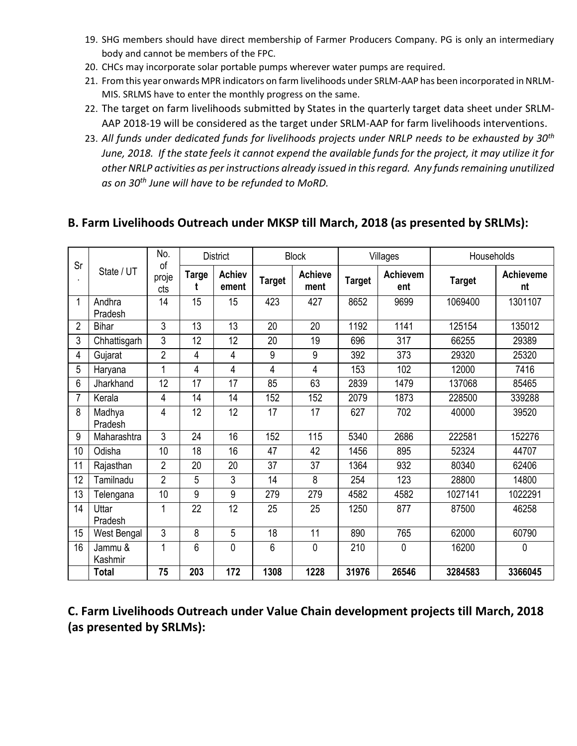19. SHG members should have direct membership of Farmer Producers Company. PG is only an intermediary body and cannot be members of the FPC.
20. CHCs may incorporate solar portable pumps wherever water pumps are required.
21. From this year onwards MPR indicators on farm livelihoods under SRLM-AAP has been incorporated in NRLM-MIS. SRLMS have to enter the monthly progress on the same.
22. The target on farm livelihoods submitted by States in the quarterly target data sheet under SRLM-AAP 2018-19 will be considered as the target under SRLM-AAP for farm livelihoods interventions.
23. *All funds under dedicated funds for livelihoods projects under NRLP needs to be exhausted by 30th June, 2018. If the state feels it cannot expend the available funds for the project, it may utilize it for other NRLP activities as per instructions already issued in this regard. Any funds remaining unutilized as on 30th June will have to be refunded to MoRD.*

## B. Farm Livelihoods Outreach under MKSP till March, 2018 (as presented by SRLMs):

| Sr. | State / UT | No. of projects | District | | Block | | Villages | | Households | |
|---|---|---|---|---|---|---|---|---|---|---|
| | | | **Target** | **Achievement** | **Target** | **Achievement** | **Target** | **Achievement** | **Target** | **Achievement** |
| 1 | Andhra Pradesh | 14 | 15 | 15 | 423 | 427 | 8652 | 9699 | 1069400 | 1301107 |
| 2 | Bihar | 3 | 13 | 13 | 20 | 20 | 1192 | 1141 | 125154 | 135012 |
| 3 | Chhattisgarh | 3 | 12 | 12 | 20 | 19 | 696 | 317 | 66255 | 29389 |
| 4 | Gujarat | 2 | 4 | 4 | 9 | 9 | 392 | 373 | 29320 | 25320 |
| 5 | Haryana | 1 | 4 | 4 | 4 | 4 | 153 | 102 | 12000 | 7416 |
| 6 | Jharkhand | 12 | 17 | 17 | 85 | 63 | 2839 | 1479 | 137068 | 85465 |
| 7 | Kerala | 4 | 14 | 14 | 152 | 152 | 2079 | 1873 | 228500 | 339288 |
| 8 | Madhya Pradesh | 4 | 12 | 12 | 17 | 17 | 627 | 702 | 40000 | 39520 |
| 9 | Maharashtra | 3 | 24 | 16 | 152 | 115 | 5340 | 2686 | 222581 | 152276 |
| 10 | Odisha | 10 | 18 | 16 | 47 | 42 | 1456 | 895 | 52324 | 44707 |
| 11 | Rajasthan | 2 | 20 | 20 | 37 | 37 | 1364 | 932 | 80340 | 62406 |
| 12 | Tamilnadu | 2 | 5 | 3 | 14 | 8 | 254 | 123 | 28800 | 14800 |
| 13 | Telengana | 10 | 9 | 9 | 279 | 279 | 4582 | 4582 | 1027141 | 1022291 |
| 14 | Uttar Pradesh | 1 | 22 | 12 | 25 | 25 | 1250 | 877 | 87500 | 46258 |
| 15 | West Bengal | 3 | 8 | 5 | 18 | 11 | 890 | 765 | 62000 | 60790 |
| 16 | Jammu & Kashmir | 1 | 6 | 0 | 6 | 0 | 210 | 0 | 16200 | 0 |
| | **Total** | **75** | **203** | **172** | **1308** | **1228** | **31976** | **26546** | **3284583** | **3366045** |

## C. Farm Livelihoods Outreach under Value Chain development projects till March, 2018 (as presented by SRLMs):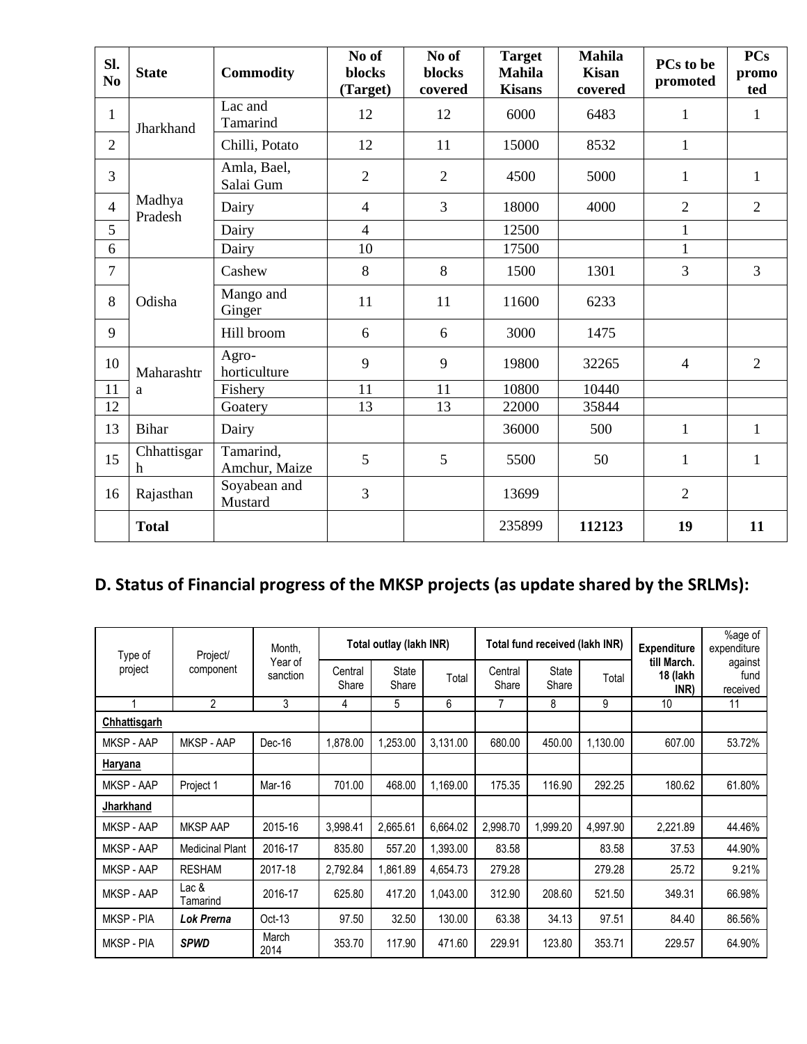| Sl. No | State | Commodity | No of blocks (Target) | No of blocks covered | Target Mahila Kisans | Mahila Kisan covered | PCs to be promoted | PCs promoted |
|---|---|---|---|---|---|---|---|---|
| 1 | Jharkhand | Lac and Tamarind | 12 | 12 | 6000 | 6483 | 1 | 1 |
| 2 | | Chilli, Potato | 12 | 11 | 15000 | 8532 | 1 | |
| 3 | Madhya Pradesh | Amla, Bael, Salai Gum | 2 | 2 | 4500 | 5000 | 1 | 1 |
| 4 | | Dairy | 4 | 3 | 18000 | 4000 | 2 | 2 |
| 5 | | Dairy | 4 | | 12500 | | 1 | |
| 6 | | Dairy | 10 | | 17500 | | 1 | |
| 7 | Odisha | Cashew | 8 | 8 | 1500 | 1301 | 3 | 3 |
| 8 | | Mango and Ginger | 11 | 11 | 11600 | 6233 | | |
| 9 | | Hill broom | 6 | 6 | 3000 | 1475 | | |
| 10 | Maharashtra | Agro-horticulture | 9 | 9 | 19800 | 32265 | 4 | 2 |
| 11 | | Fishery | 11 | 11 | 10800 | 10440 | | |
| 12 | | Goatery | 13 | 13 | 22000 | 35844 | | |
| 13 | Bihar | Dairy | | | 36000 | 500 | 1 | 1 |
| 15 | Chhattisgarh | Tamarind, Amchur, Maize | 5 | 5 | 5500 | 50 | 1 | 1 |
| 16 | Rajasthan | Soyabean and Mustard | 3 | | 13699 | | 2 | |
| | **Total** | | | | 235899 | **112123** | **19** | **11** |

## D. Status of Financial progress of the MKSP projects (as update shared by the SRLMs):

| Type of project | Project/ component | Month, Year of sanction | Total outlay (lakh INR) | | | Total fund received (lakh INR) | | | Expenditure till March. 18 (lakh INR) | %age of expenditure against fund received |
|---|---|---|---|---|---|---|---|---|---|---|
| | | | Central Share | State Share | Total | Central Share | State Share | Total | | |
| 1 | 2 | 3 | 4 | 5 | 6 | 7 | 8 | 9 | 10 | 11 |
| **Chhattisgarh** | | | | | | | | | | |
| MKSP - AAP | MKSP - AAP | Dec-16 | 1,878.00 | 1,253.00 | 3,131.00 | 680.00 | 450.00 | 1,130.00 | 607.00 | 53.72% |
| **Haryana** | | | | | | | | | | |
| MKSP - AAP | Project 1 | Mar-16 | 701.00 | 468.00 | 1,169.00 | 175.35 | 116.90 | 292.25 | 180.62 | 61.80% |
| **Jharkhand** | | | | | | | | | | |
| MKSP - AAP | MKSP AAP | 2015-16 | 3,998.41 | 2,665.61 | 6,664.02 | 2,998.70 | 1,999.20 | 4,997.90 | 2,221.89 | 44.46% |
| MKSP - AAP | Medicinal Plant | 2016-17 | 835.80 | 557.20 | 1,393.00 | 83.58 | | 83.58 | 37.53 | 44.90% |
| MKSP - AAP | RESHAM | 2017-18 | 2,792.84 | 1,861.89 | 4,654.73 | 279.28 | | 279.28 | 25.72 | 9.21% |
| MKSP - AAP | Lac & Tamarind | 2016-17 | 625.80 | 417.20 | 1,043.00 | 312.90 | 208.60 | 521.50 | 349.31 | 66.98% |
| MKSP - PIA | ***Lok Prerna*** | Oct-13 | 97.50 | 32.50 | 130.00 | 63.38 | 34.13 | 97.51 | 84.40 | 86.56% |
| MKSP - PIA | ***SPWD*** | March 2014 | 353.70 | 117.90 | 471.60 | 229.91 | 123.80 | 353.71 | 229.57 | 64.90% |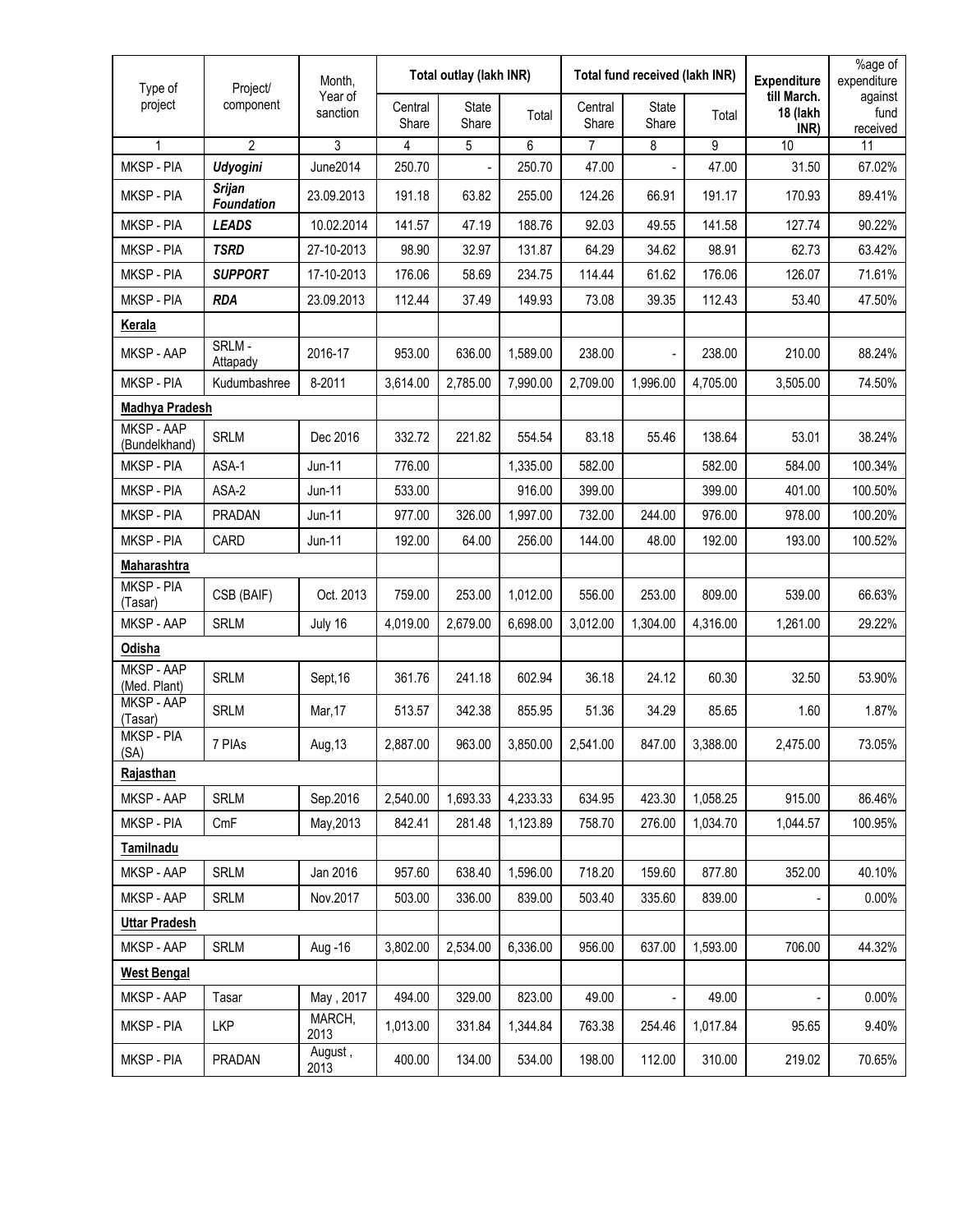| Type of project | Project/ component | Month, Year of sanction | Total outlay (lakh INR) | | | Total fund received (lakh INR) | | | Expenditure till March. 18 (lakh INR) | %age of expenditure against fund received |
|---|---|---|---|---|---|---|---|---|---|---|
| | | | Central Share | State Share | Total | Central Share | State Share | Total | | |
| 1 | 2 | 3 | 4 | 5 | 6 | 7 | 8 | 9 | 10 | 11 |
| MKSP - PIA | ***Udyogini*** | June2014 | 250.70 | - | 250.70 | 47.00 | - | 47.00 | 31.50 | 67.02% |
| MKSP - PIA | ***Srijan Foundation*** | 23.09.2013 | 191.18 | 63.82 | 255.00 | 124.26 | 66.91 | 191.17 | 170.93 | 89.41% |
| MKSP - PIA | ***LEADS*** | 10.02.2014 | 141.57 | 47.19 | 188.76 | 92.03 | 49.55 | 141.58 | 127.74 | 90.22% |
| MKSP - PIA | ***TSRD*** | 27-10-2013 | 98.90 | 32.97 | 131.87 | 64.29 | 34.62 | 98.91 | 62.73 | 63.42% |
| MKSP - PIA | ***SUPPORT*** | 17-10-2013 | 176.06 | 58.69 | 234.75 | 114.44 | 61.62 | 176.06 | 126.07 | 71.61% |
| MKSP - PIA | ***RDA*** | 23.09.2013 | 112.44 | 37.49 | 149.93 | 73.08 | 39.35 | 112.43 | 53.40 | 47.50% |
| **Kerala** | | | | | | | | | | |
| MKSP - AAP | SRLM - Attapady | 2016-17 | 953.00 | 636.00 | 1,589.00 | 238.00 | - | 238.00 | 210.00 | 88.24% |
| MKSP - PIA | Kudumbashree | 8-2011 | 3,614.00 | 2,785.00 | 7,990.00 | 2,709.00 | 1,996.00 | 4,705.00 | 3,505.00 | 74.50% |
| **Madhya Pradesh** | | | | | | | | | | |
| MKSP - AAP (Bundelkhand) | SRLM | Dec 2016 | 332.72 | 221.82 | 554.54 | 83.18 | 55.46 | 138.64 | 53.01 | 38.24% |
| MKSP - PIA | ASA-1 | Jun-11 | 776.00 | | 1,335.00 | 582.00 | | 582.00 | 584.00 | 100.34% |
| MKSP - PIA | ASA-2 | Jun-11 | 533.00 | | 916.00 | 399.00 | | 399.00 | 401.00 | 100.50% |
| MKSP - PIA | PRADAN | Jun-11 | 977.00 | 326.00 | 1,997.00 | 732.00 | 244.00 | 976.00 | 978.00 | 100.20% |
| MKSP - PIA | CARD | Jun-11 | 192.00 | 64.00 | 256.00 | 144.00 | 48.00 | 192.00 | 193.00 | 100.52% |
| **Maharashtra** | | | | | | | | | | |
| MKSP - PIA (Tasar) | CSB (BAIF) | Oct. 2013 | 759.00 | 253.00 | 1,012.00 | 556.00 | 253.00 | 809.00 | 539.00 | 66.63% |
| MKSP - AAP | SRLM | July 16 | 4,019.00 | 2,679.00 | 6,698.00 | 3,012.00 | 1,304.00 | 4,316.00 | 1,261.00 | 29.22% |
| **Odisha** | | | | | | | | | | |
| MKSP - AAP (Med. Plant) | SRLM | Sept,16 | 361.76 | 241.18 | 602.94 | 36.18 | 24.12 | 60.30 | 32.50 | 53.90% |
| MKSP - AAP (Tasar) | SRLM | Mar,17 | 513.57 | 342.38 | 855.95 | 51.36 | 34.29 | 85.65 | 1.60 | 1.87% |
| MKSP - PIA (SA) | 7 PIAs | Aug,13 | 2,887.00 | 963.00 | 3,850.00 | 2,541.00 | 847.00 | 3,388.00 | 2,475.00 | 73.05% |
| **Rajasthan** | | | | | | | | | | |
| MKSP - AAP | SRLM | Sep.2016 | 2,540.00 | 1,693.33 | 4,233.33 | 634.95 | 423.30 | 1,058.25 | 915.00 | 86.46% |
| MKSP - PIA | CmF | May,2013 | 842.41 | 281.48 | 1,123.89 | 758.70 | 276.00 | 1,034.70 | 1,044.57 | 100.95% |
| **Tamilnadu** | | | | | | | | | | |
| MKSP - AAP | SRLM | Jan 2016 | 957.60 | 638.40 | 1,596.00 | 718.20 | 159.60 | 877.80 | 352.00 | 40.10% |
| MKSP - AAP | SRLM | Nov.2017 | 503.00 | 336.00 | 839.00 | 503.40 | 335.60 | 839.00 | - | 0.00% |
| **Uttar Pradesh** | | | | | | | | | | |
| MKSP - AAP | SRLM | Aug -16 | 3,802.00 | 2,534.00 | 6,336.00 | 956.00 | 637.00 | 1,593.00 | 706.00 | 44.32% |
| **West Bengal** | | | | | | | | | | |
| MKSP - AAP | Tasar | May , 2017 | 494.00 | 329.00 | 823.00 | 49.00 | - | 49.00 | - | 0.00% |
| MKSP - PIA | LKP | MARCH, 2013 | 1,013.00 | 331.84 | 1,344.84 | 763.38 | 254.46 | 1,017.84 | 95.65 | 9.40% |
| MKSP - PIA | PRADAN | August , 2013 | 400.00 | 134.00 | 534.00 | 198.00 | 112.00 | 310.00 | 219.02 | 70.65% |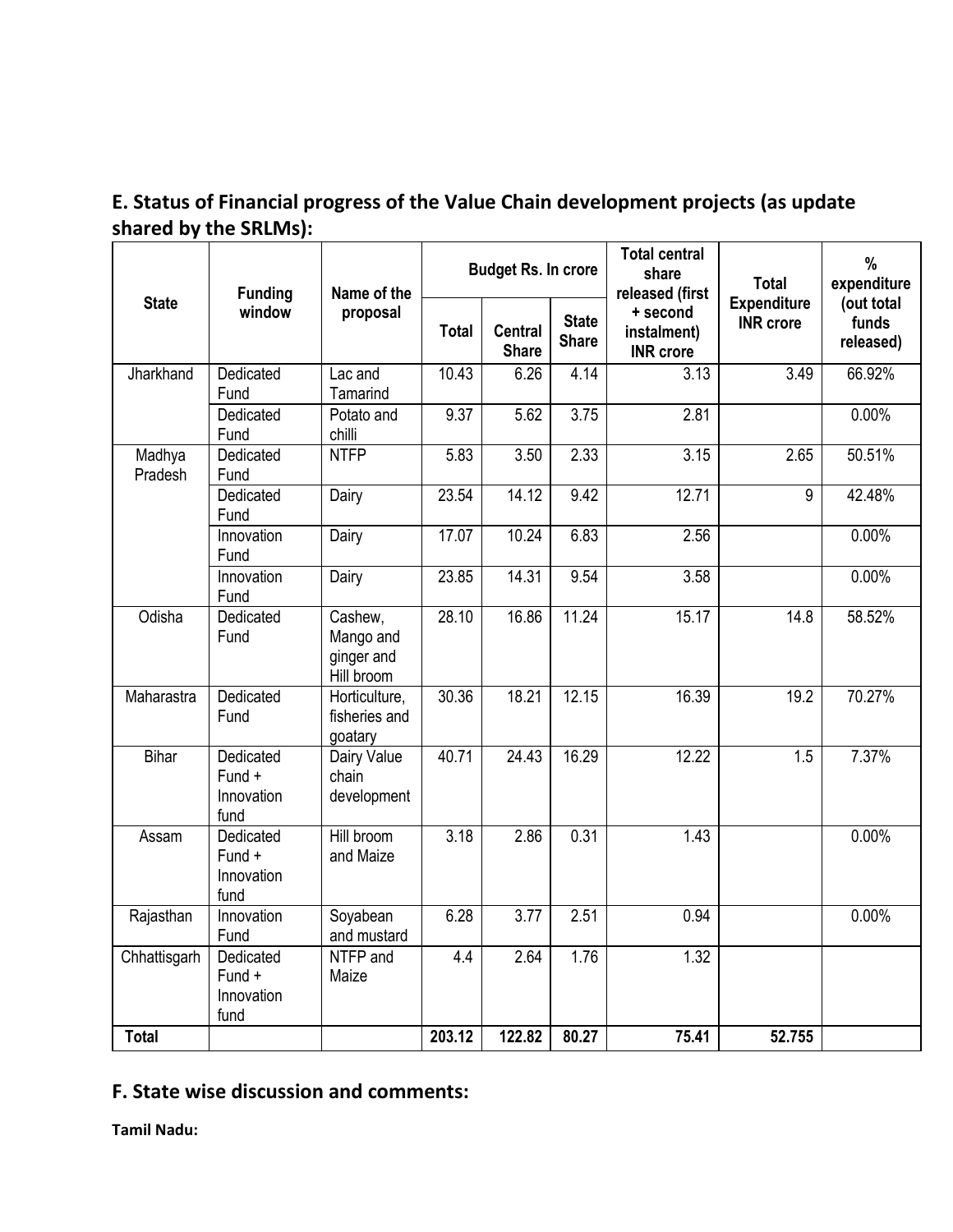## E. Status of Financial progress of the Value Chain development projects (as update shared by the SRLMs):

| State | Funding window | Name of the proposal | Budget Rs. In crore | | | Total central share released (first + second instalment) INR crore | Total Expenditure INR crore | % expenditure (out total funds released) |
|---|---|---|---|---|---|---|---|---|
| | | | Total | Central Share | State Share | | | |
| Jharkhand | Dedicated Fund | Lac and Tamarind | 10.43 | 6.26 | 4.14 | 3.13 | 3.49 | 66.92% |
| | Dedicated Fund | Potato and chilli | 9.37 | 5.62 | 3.75 | 2.81 | | 0.00% |
| Madhya Pradesh | Dedicated Fund | NTFP | 5.83 | 3.50 | 2.33 | 3.15 | 2.65 | 50.51% |
| | Dedicated Fund | Dairy | 23.54 | 14.12 | 9.42 | 12.71 | 9 | 42.48% |
| | Innovation Fund | Dairy | 17.07 | 10.24 | 6.83 | 2.56 | | 0.00% |
| | Innovation Fund | Dairy | 23.85 | 14.31 | 9.54 | 3.58 | | 0.00% |
| Odisha | Dedicated Fund | Cashew, Mango and ginger and Hill broom | 28.10 | 16.86 | 11.24 | 15.17 | 14.8 | 58.52% |
| Maharastra | Dedicated Fund | Horticulture, fisheries and goatary | 30.36 | 18.21 | 12.15 | 16.39 | 19.2 | 70.27% |
| Bihar | Dedicated Fund + Innovation fund | Dairy Value chain development | 40.71 | 24.43 | 16.29 | 12.22 | 1.5 | 7.37% |
| Assam | Dedicated Fund + Innovation fund | Hill broom and Maize | 3.18 | 2.86 | 0.31 | 1.43 | | 0.00% |
| Rajasthan | Innovation Fund | Soyabean and mustard | 6.28 | 3.77 | 2.51 | 0.94 | | 0.00% |
| Chhattisgarh | Dedicated Fund + Innovation fund | NTFP and Maize | 4.4 | 2.64 | 1.76 | 1.32 | | |
| **Total** | | | **203.12** | **122.82** | **80.27** | **75.41** | **52.755** | |

## F. State wise discussion and comments:

**Tamil Nadu:**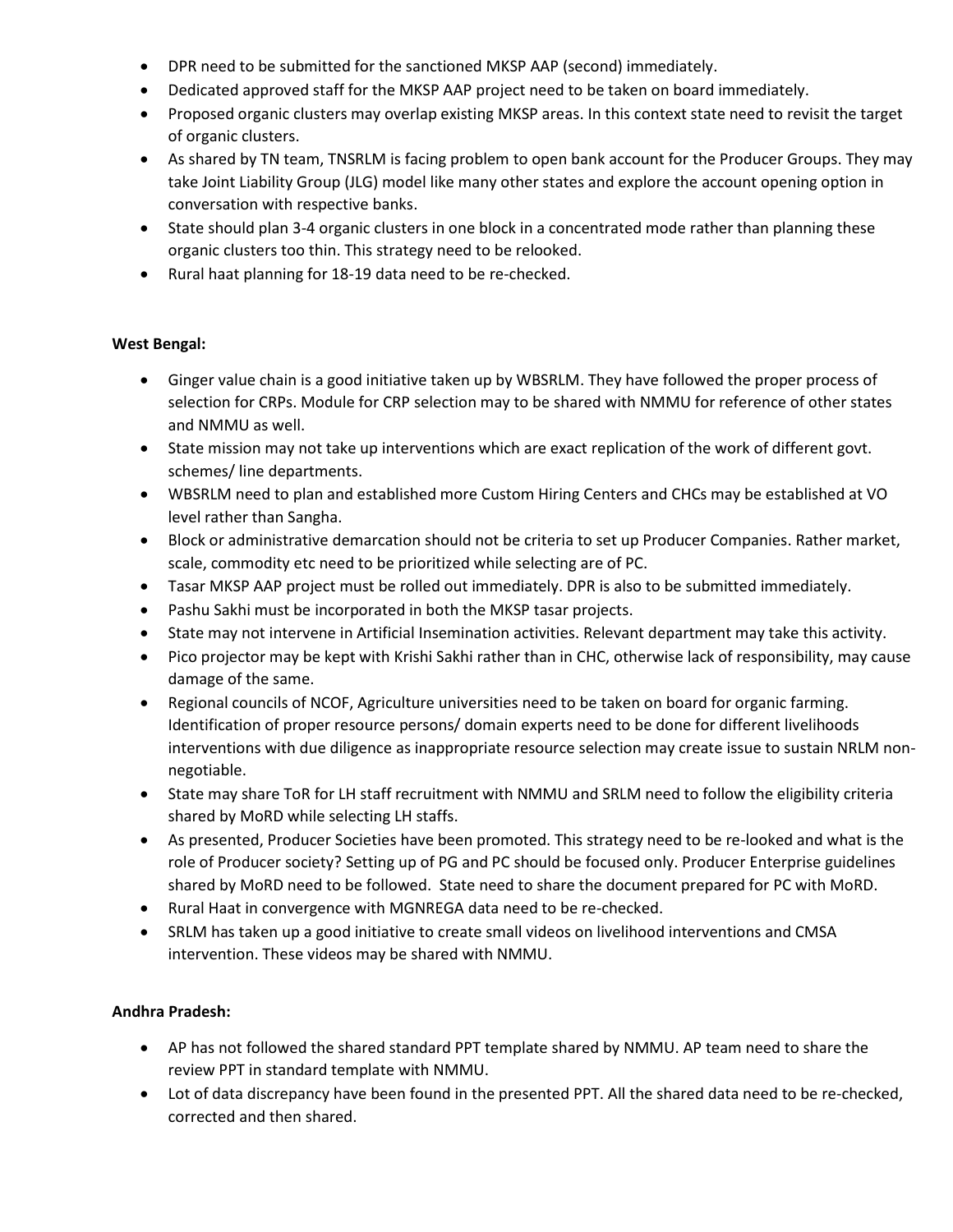- DPR need to be submitted for the sanctioned MKSP AAP (second) immediately.
- Dedicated approved staff for the MKSP AAP project need to be taken on board immediately.
- Proposed organic clusters may overlap existing MKSP areas. In this context state need to revisit the target of organic clusters.
- As shared by TN team, TNSRLM is facing problem to open bank account for the Producer Groups. They may take Joint Liability Group (JLG) model like many other states and explore the account opening option in conversation with respective banks.
- State should plan 3-4 organic clusters in one block in a concentrated mode rather than planning these organic clusters too thin. This strategy need to be relooked.
- Rural haat planning for 18-19 data need to be re-checked.

**West Bengal:**

- Ginger value chain is a good initiative taken up by WBSRLM. They have followed the proper process of selection for CRPs. Module for CRP selection may to be shared with NMMU for reference of other states and NMMU as well.
- State mission may not take up interventions which are exact replication of the work of different govt. schemes/ line departments.
- WBSRLM need to plan and established more Custom Hiring Centers and CHCs may be established at VO level rather than Sangha.
- Block or administrative demarcation should not be criteria to set up Producer Companies. Rather market, scale, commodity etc need to be prioritized while selecting are of PC.
- Tasar MKSP AAP project must be rolled out immediately. DPR is also to be submitted immediately.
- Pashu Sakhi must be incorporated in both the MKSP tasar projects.
- State may not intervene in Artificial Insemination activities. Relevant department may take this activity.
- Pico projector may be kept with Krishi Sakhi rather than in CHC, otherwise lack of responsibility, may cause damage of the same.
- Regional councils of NCOF, Agriculture universities need to be taken on board for organic farming. Identification of proper resource persons/ domain experts need to be done for different livelihoods interventions with due diligence as inappropriate resource selection may create issue to sustain NRLM non-negotiable.
- State may share ToR for LH staff recruitment with NMMU and SRLM need to follow the eligibility criteria shared by MoRD while selecting LH staffs.
- As presented, Producer Societies have been promoted. This strategy need to be re-looked and what is the role of Producer society? Setting up of PG and PC should be focused only. Producer Enterprise guidelines shared by MoRD need to be followed. State need to share the document prepared for PC with MoRD.
- Rural Haat in convergence with MGNREGA data need to be re-checked.
- SRLM has taken up a good initiative to create small videos on livelihood interventions and CMSA intervention. These videos may be shared with NMMU.

**Andhra Pradesh:**

- AP has not followed the shared standard PPT template shared by NMMU. AP team need to share the review PPT in standard template with NMMU.
- Lot of data discrepancy have been found in the presented PPT. All the shared data need to be re-checked, corrected and then shared.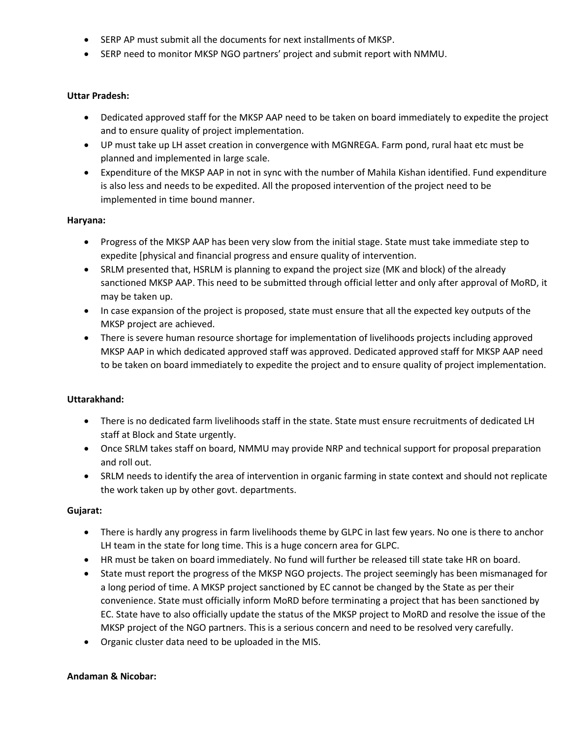- SERP AP must submit all the documents for next installments of MKSP.
- SERP need to monitor MKSP NGO partners' project and submit report with NMMU.

**Uttar Pradesh:**

- Dedicated approved staff for the MKSP AAP need to be taken on board immediately to expedite the project and to ensure quality of project implementation.
- UP must take up LH asset creation in convergence with MGNREGA. Farm pond, rural haat etc must be planned and implemented in large scale.
- Expenditure of the MKSP AAP in not in sync with the number of Mahila Kishan identified. Fund expenditure is also less and needs to be expedited. All the proposed intervention of the project need to be implemented in time bound manner.

**Haryana:**

- Progress of the MKSP AAP has been very slow from the initial stage. State must take immediate step to expedite [physical and financial progress and ensure quality of intervention.
- SRLM presented that, HSRLM is planning to expand the project size (MK and block) of the already sanctioned MKSP AAP. This need to be submitted through official letter and only after approval of MoRD, it may be taken up.
- In case expansion of the project is proposed, state must ensure that all the expected key outputs of the MKSP project are achieved.
- There is severe human resource shortage for implementation of livelihoods projects including approved MKSP AAP in which dedicated approved staff was approved. Dedicated approved staff for MKSP AAP need to be taken on board immediately to expedite the project and to ensure quality of project implementation.

**Uttarakhand:**

- There is no dedicated farm livelihoods staff in the state. State must ensure recruitments of dedicated LH staff at Block and State urgently.
- Once SRLM takes staff on board, NMMU may provide NRP and technical support for proposal preparation and roll out.
- SRLM needs to identify the area of intervention in organic farming in state context and should not replicate the work taken up by other govt. departments.

**Gujarat:**

- There is hardly any progress in farm livelihoods theme by GLPC in last few years. No one is there to anchor LH team in the state for long time. This is a huge concern area for GLPC.
- HR must be taken on board immediately. No fund will further be released till state take HR on board.
- State must report the progress of the MKSP NGO projects. The project seemingly has been mismanaged for a long period of time. A MKSP project sanctioned by EC cannot be changed by the State as per their convenience. State must officially inform MoRD before terminating a project that has been sanctioned by EC. State have to also officially update the status of the MKSP project to MoRD and resolve the issue of the MKSP project of the NGO partners. This is a serious concern and need to be resolved very carefully.
- Organic cluster data need to be uploaded in the MIS.

**Andaman & Nicobar:**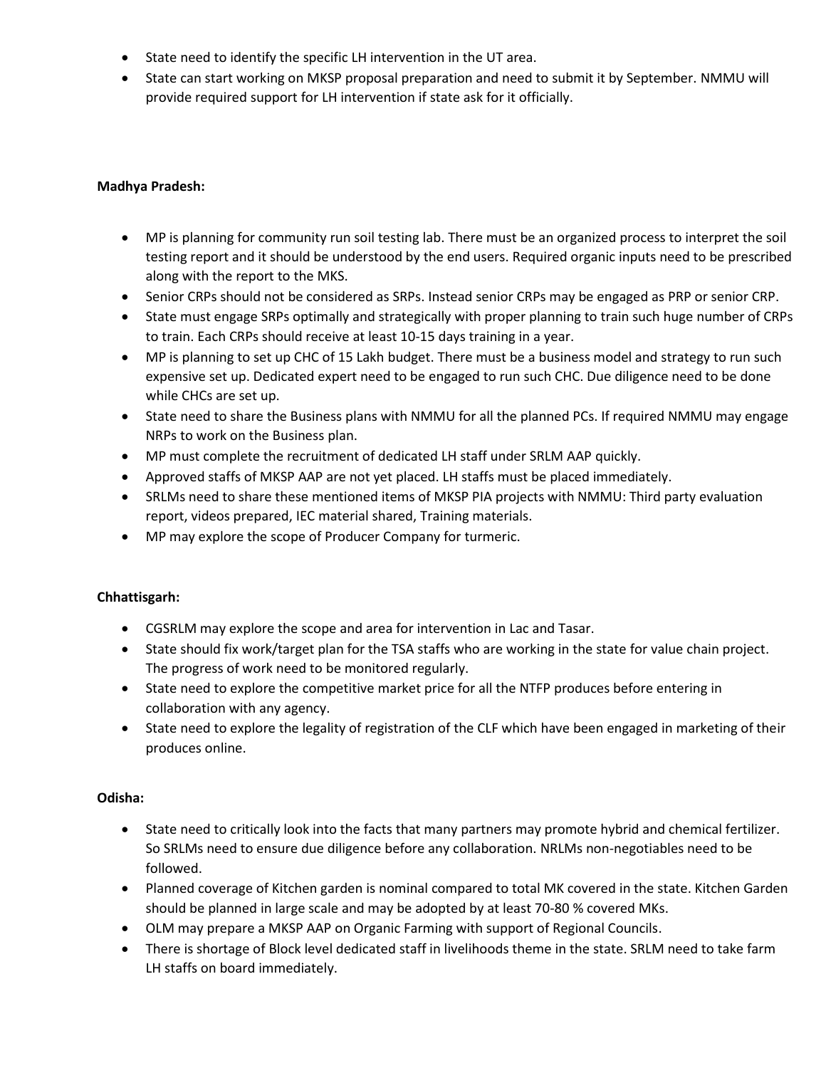- State need to identify the specific LH intervention in the UT area.
- State can start working on MKSP proposal preparation and need to submit it by September. NMMU will provide required support for LH intervention if state ask for it officially.

**Madhya Pradesh:**

- MP is planning for community run soil testing lab. There must be an organized process to interpret the soil testing report and it should be understood by the end users. Required organic inputs need to be prescribed along with the report to the MKS.
- Senior CRPs should not be considered as SRPs. Instead senior CRPs may be engaged as PRP or senior CRP.
- State must engage SRPs optimally and strategically with proper planning to train such huge number of CRPs to train. Each CRPs should receive at least 10-15 days training in a year.
- MP is planning to set up CHC of 15 Lakh budget. There must be a business model and strategy to run such expensive set up. Dedicated expert need to be engaged to run such CHC. Due diligence need to be done while CHCs are set up.
- State need to share the Business plans with NMMU for all the planned PCs. If required NMMU may engage NRPs to work on the Business plan.
- MP must complete the recruitment of dedicated LH staff under SRLM AAP quickly.
- Approved staffs of MKSP AAP are not yet placed. LH staffs must be placed immediately.
- SRLMs need to share these mentioned items of MKSP PIA projects with NMMU: Third party evaluation report, videos prepared, IEC material shared, Training materials.
- MP may explore the scope of Producer Company for turmeric.

**Chhattisgarh:**

- CGSRLM may explore the scope and area for intervention in Lac and Tasar.
- State should fix work/target plan for the TSA staffs who are working in the state for value chain project. The progress of work need to be monitored regularly.
- State need to explore the competitive market price for all the NTFP produces before entering in collaboration with any agency.
- State need to explore the legality of registration of the CLF which have been engaged in marketing of their produces online.

**Odisha:**

- State need to critically look into the facts that many partners may promote hybrid and chemical fertilizer. So SRLMs need to ensure due diligence before any collaboration. NRLMs non-negotiables need to be followed.
- Planned coverage of Kitchen garden is nominal compared to total MK covered in the state. Kitchen Garden should be planned in large scale and may be adopted by at least 70-80 % covered MKs.
- OLM may prepare a MKSP AAP on Organic Farming with support of Regional Councils.
- There is shortage of Block level dedicated staff in livelihoods theme in the state. SRLM need to take farm LH staffs on board immediately.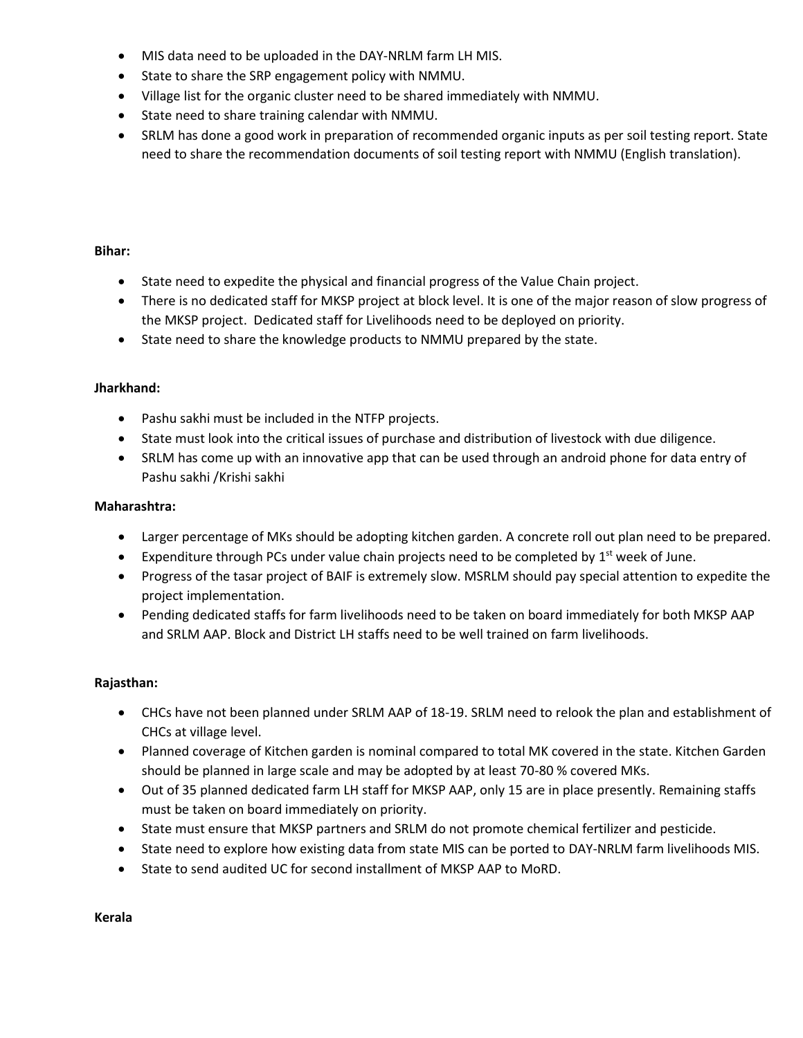- MIS data need to be uploaded in the DAY-NRLM farm LH MIS.
- State to share the SRP engagement policy with NMMU.
- Village list for the organic cluster need to be shared immediately with NMMU.
- State need to share training calendar with NMMU.
- SRLM has done a good work in preparation of recommended organic inputs as per soil testing report. State need to share the recommendation documents of soil testing report with NMMU (English translation).

**Bihar:**

- State need to expedite the physical and financial progress of the Value Chain project.
- There is no dedicated staff for MKSP project at block level. It is one of the major reason of slow progress of the MKSP project. Dedicated staff for Livelihoods need to be deployed on priority.
- State need to share the knowledge products to NMMU prepared by the state.

**Jharkhand:**

- Pashu sakhi must be included in the NTFP projects.
- State must look into the critical issues of purchase and distribution of livestock with due diligence.
- SRLM has come up with an innovative app that can be used through an android phone for data entry of Pashu sakhi /Krishi sakhi

**Maharashtra:**

- Larger percentage of MKs should be adopting kitchen garden. A concrete roll out plan need to be prepared.
- Expenditure through PCs under value chain projects need to be completed by 1st week of June.
- Progress of the tasar project of BAIF is extremely slow. MSRLM should pay special attention to expedite the project implementation.
- Pending dedicated staffs for farm livelihoods need to be taken on board immediately for both MKSP AAP and SRLM AAP. Block and District LH staffs need to be well trained on farm livelihoods.

**Rajasthan:**

- CHCs have not been planned under SRLM AAP of 18-19. SRLM need to relook the plan and establishment of CHCs at village level.
- Planned coverage of Kitchen garden is nominal compared to total MK covered in the state. Kitchen Garden should be planned in large scale and may be adopted by at least 70-80 % covered MKs.
- Out of 35 planned dedicated farm LH staff for MKSP AAP, only 15 are in place presently. Remaining staffs must be taken on board immediately on priority.
- State must ensure that MKSP partners and SRLM do not promote chemical fertilizer and pesticide.
- State need to explore how existing data from state MIS can be ported to DAY-NRLM farm livelihoods MIS.
- State to send audited UC for second installment of MKSP AAP to MoRD.

**Kerala**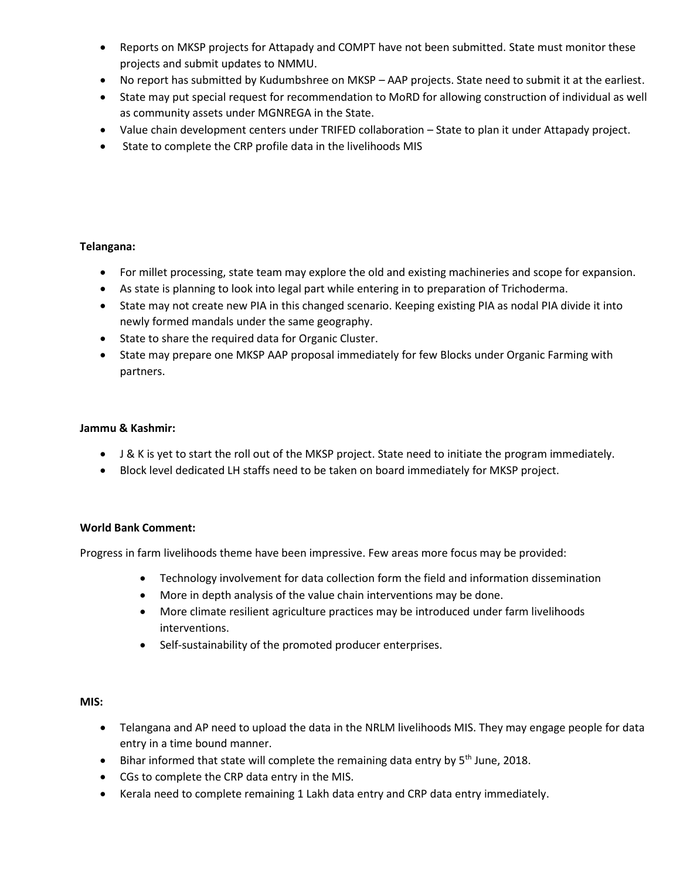- Reports on MKSP projects for Attapady and COMPT have not been submitted. State must monitor these projects and submit updates to NMMU.
- No report has submitted by Kudumbshree on MKSP – AAP projects. State need to submit it at the earliest.
- State may put special request for recommendation to MoRD for allowing construction of individual as well as community assets under MGNREGA in the State.
- Value chain development centers under TRIFED collaboration – State to plan it under Attapady project.
- State to complete the CRP profile data in the livelihoods MIS

**Telangana:**

- For millet processing, state team may explore the old and existing machineries and scope for expansion.
- As state is planning to look into legal part while entering in to preparation of Trichoderma.
- State may not create new PIA in this changed scenario. Keeping existing PIA as nodal PIA divide it into newly formed mandals under the same geography.
- State to share the required data for Organic Cluster.
- State may prepare one MKSP AAP proposal immediately for few Blocks under Organic Farming with partners.

**Jammu & Kashmir:**

- J & K is yet to start the roll out of the MKSP project. State need to initiate the program immediately.
- Block level dedicated LH staffs need to be taken on board immediately for MKSP project.

**World Bank Comment:**

Progress in farm livelihoods theme have been impressive. Few areas more focus may be provided:

- Technology involvement for data collection form the field and information dissemination
- More in depth analysis of the value chain interventions may be done.
- More climate resilient agriculture practices may be introduced under farm livelihoods interventions.
- Self-sustainability of the promoted producer enterprises.

**MIS:**

- Telangana and AP need to upload the data in the NRLM livelihoods MIS. They may engage people for data entry in a time bound manner.
- Bihar informed that state will complete the remaining data entry by 5th June, 2018.
- CGs to complete the CRP data entry in the MIS.
- Kerala need to complete remaining 1 Lakh data entry and CRP data entry immediately.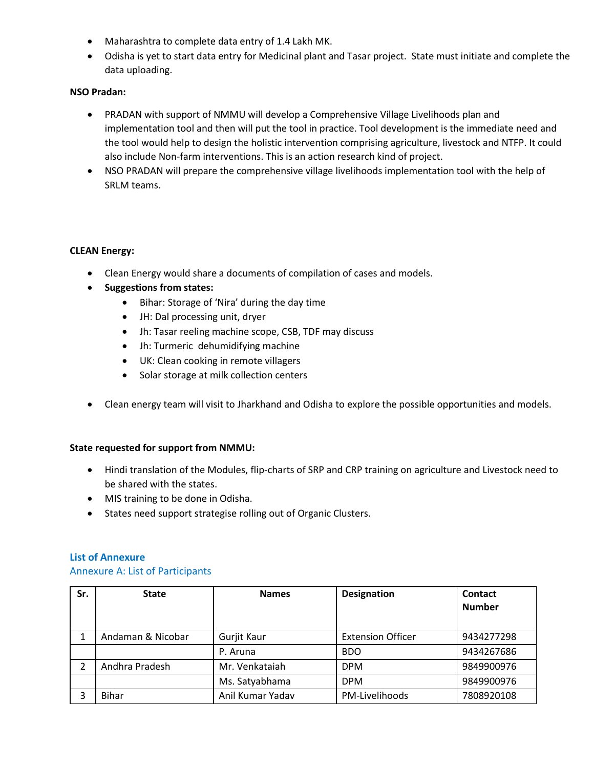- Maharashtra to complete data entry of 1.4 Lakh MK.
- Odisha is yet to start data entry for Medicinal plant and Tasar project. State must initiate and complete the data uploading.

**NSO Pradan:**

- PRADAN with support of NMMU will develop a Comprehensive Village Livelihoods plan and implementation tool and then will put the tool in practice. Tool development is the immediate need and the tool would help to design the holistic intervention comprising agriculture, livestock and NTFP. It could also include Non-farm interventions. This is an action research kind of project.
- NSO PRADAN will prepare the comprehensive village livelihoods implementation tool with the help of SRLM teams.

**CLEAN Energy:**

- Clean Energy would share a documents of compilation of cases and models.
- **Suggestions from states:**
  - Bihar: Storage of 'Nira' during the day time
  - JH: Dal processing unit, dryer
  - Jh: Tasar reeling machine scope, CSB, TDF may discuss
  - Jh: Turmeric dehumidifying machine
  - UK: Clean cooking in remote villagers
  - Solar storage at milk collection centers
- Clean energy team will visit to Jharkhand and Odisha to explore the possible opportunities and models.

**State requested for support from NMMU:**

- Hindi translation of the Modules, flip-charts of SRP and CRP training on agriculture and Livestock need to be shared with the states.
- MIS training to be done in Odisha.
- States need support strategise rolling out of Organic Clusters.

## List of Annexure

### Annexure A: List of Participants

| Sr. | State | Names | Designation | Contact Number |
|---|---|---|---|---|
| 1 | Andaman & Nicobar | Gurjit Kaur | Extension Officer | 9434277298 |
| | | P. Aruna | BDO | 9434267686 |
| 2 | Andhra Pradesh | Mr. Venkataiah | DPM | 9849900976 |
| | | Ms. Satyabhama | DPM | 9849900976 |
| 3 | Bihar | Anil Kumar Yadav | PM-Livelihoods | 7808920108 |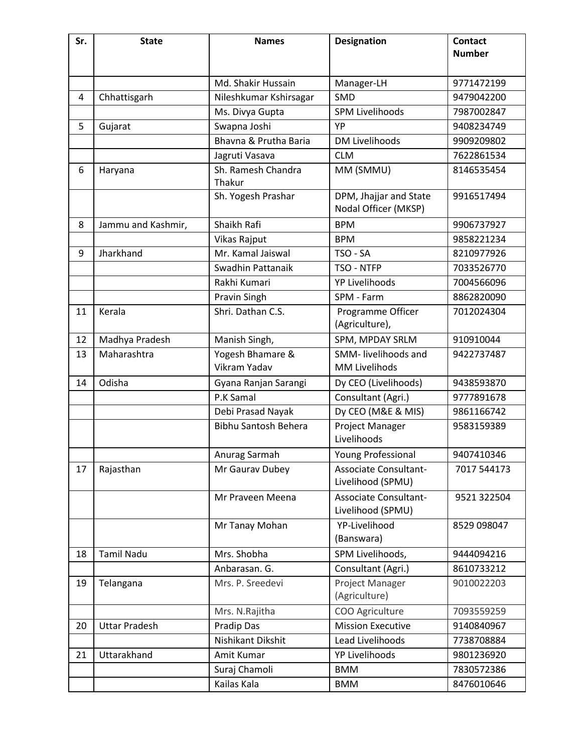| Sr. | State | Names | Designation | Contact Number |
|---|---|---|---|---|
| | | Md. Shakir Hussain | Manager-LH | 9771472199 |
| 4 | Chhattisgarh | Nileshkumar Kshirsagar | SMD | 9479042200 |
| | | Ms. Divya Gupta | SPM Livelihoods | 7987002847 |
| 5 | Gujarat | Swapna Joshi | YP | 9408234749 |
| | | Bhavna & Prutha Baria | DM Livelihoods | 9909209802 |
| | | Jagruti Vasava | CLM | 7622861534 |
| 6 | Haryana | Sh. Ramesh Chandra Thakur | MM (SMMU) | 8146535454 |
| | | Sh. Yogesh Prashar | DPM, Jhajjar and State Nodal Officer (MKSP) | 9916517494 |
| 8 | Jammu and Kashmir, | Shaikh Rafi | BPM | 9906737927 |
| | | Vikas Rajput | BPM | 9858221234 |
| 9 | Jharkhand | Mr. Kamal Jaiswal | TSO - SA | 8210977926 |
| | | Swadhin Pattanaik | TSO - NTFP | 7033526770 |
| | | Rakhi Kumari | YP Livelihoods | 7004566096 |
| | | Pravin Singh | SPM - Farm | 8862820090 |
| 11 | Kerala | Shri. Dathan C.S. | Programme Officer (Agriculture), | 7012024304 |
| 12 | Madhya Pradesh | Manish Singh, | SPM, MPDAY SRLM | 910910044 |
| 13 | Maharashtra | Yogesh Bhamare & Vikram Yadav | SMM- livelihoods and MM Livelihods | 9422737487 |
| 14 | Odisha | Gyana Ranjan Sarangi | Dy CEO (Livelihoods) | 9438593870 |
| | | P.K Samal | Consultant (Agri.) | 9777891678 |
| | | Debi Prasad Nayak | Dy CEO (M&E & MIS) | 9861166742 |
| | | Bibhu Santosh Behera | Project Manager Livelihoods | 9583159389 |
| | | Anurag Sarmah | Young Professional | 9407410346 |
| 17 | Rajasthan | Mr Gaurav Dubey | Associate Consultant-Livelihood (SPMU) | 7017 544173 |
| | | Mr Praveen Meena | Associate Consultant-Livelihood (SPMU) | 9521 322504 |
| | | Mr Tanay Mohan | YP-Livelihood (Banswara) | 8529 098047 |
| 18 | Tamil Nadu | Mrs. Shobha | SPM Livelihoods, | 9444094216 |
| | | Anbarasan. G. | Consultant (Agri.) | 8610733212 |
| 19 | Telangana | Mrs. P. Sreedevi | Project Manager (Agriculture) | 9010022203 |
| | | Mrs. N.Rajitha | COO Agriculture | 7093559259 |
| 20 | Uttar Pradesh | Pradip Das | Mission Executive | 9140840967 |
| | | Nishikant Dikshit | Lead Livelihoods | 7738708884 |
| 21 | Uttarakhand | Amit Kumar | YP Livelihoods | 9801236920 |
| | | Suraj Chamoli | BMM | 7830572386 |
| | | Kailas Kala | BMM | 8476010646 |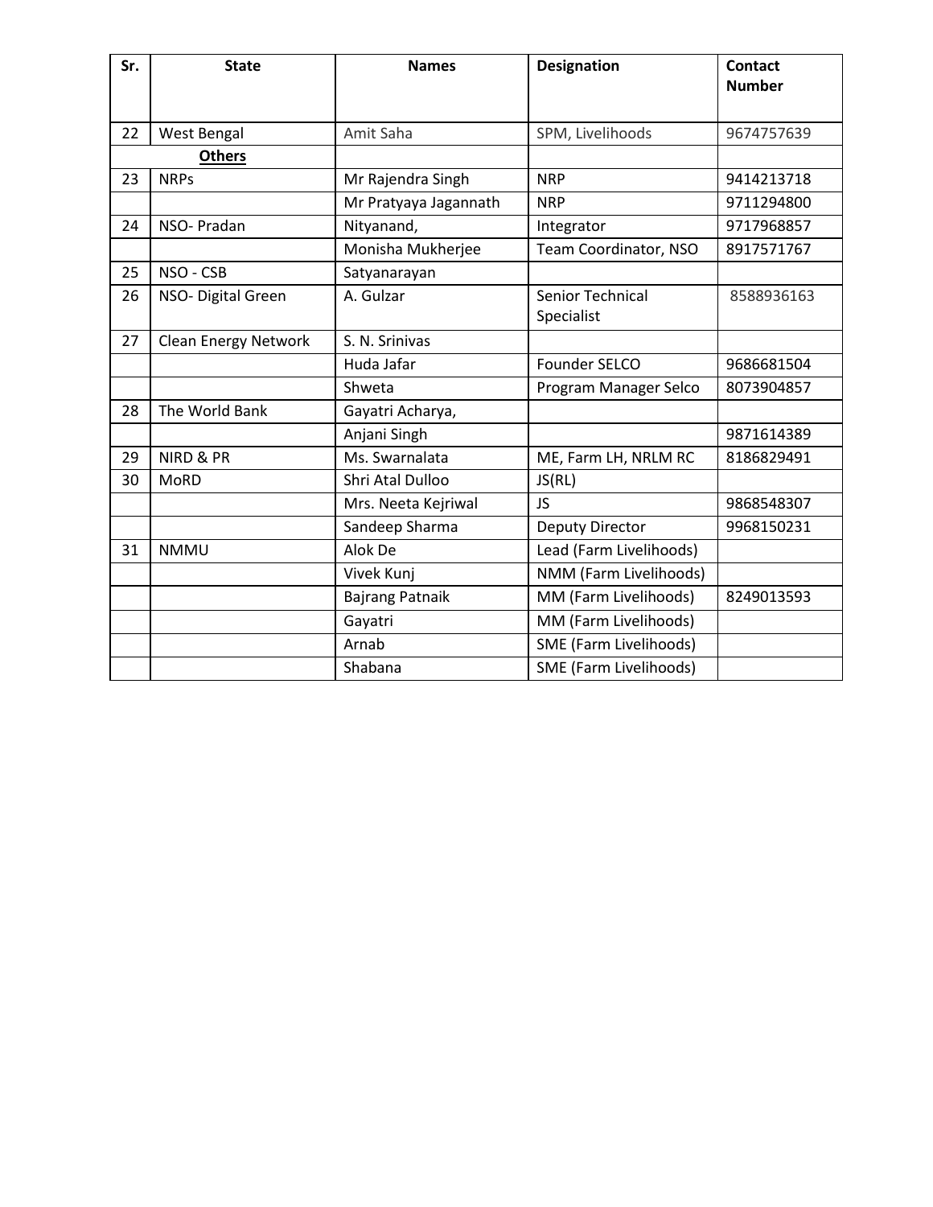| Sr. | State | Names | Designation | Contact Number |
|---|---|---|---|---|
| 22 | West Bengal | Amit Saha | SPM, Livelihoods | 9674757639 |
| | **Others** | | | |
| 23 | NRPs | Mr Rajendra Singh | NRP | 9414213718 |
| | | Mr Pratyaya Jagannath | NRP | 9711294800 |
| 24 | NSO- Pradan | Nityanand, | Integrator | 9717968857 |
| | | Monisha Mukherjee | Team Coordinator, NSO | 8917571767 |
| 25 | NSO - CSB | Satyanarayan | | |
| 26 | NSO- Digital Green | A. Gulzar | Senior Technical Specialist | 8588936163 |
| 27 | Clean Energy Network | S. N. Srinivas | | |
| | | Huda Jafar | Founder SELCO | 9686681504 |
| | | Shweta | Program Manager Selco | 8073904857 |
| 28 | The World Bank | Gayatri Acharya, | | |
| | | Anjani Singh | | 9871614389 |
| 29 | NIRD & PR | Ms. Swarnalata | ME, Farm LH, NRLM RC | 8186829491 |
| 30 | MoRD | Shri Atal Dulloo | JS(RL) | |
| | | Mrs. Neeta Kejriwal | JS | 9868548307 |
| | | Sandeep Sharma | Deputy Director | 9968150231 |
| 31 | NMMU | Alok De | Lead (Farm Livelihoods) | |
| | | Vivek Kunj | NMM (Farm Livelihoods) | |
| | | Bajrang Patnaik | MM (Farm Livelihoods) | 8249013593 |
| | | Gayatri | MM (Farm Livelihoods) | |
| | | Arnab | SME (Farm Livelihoods) | |
| | | Shabana | SME (Farm Livelihoods) | |